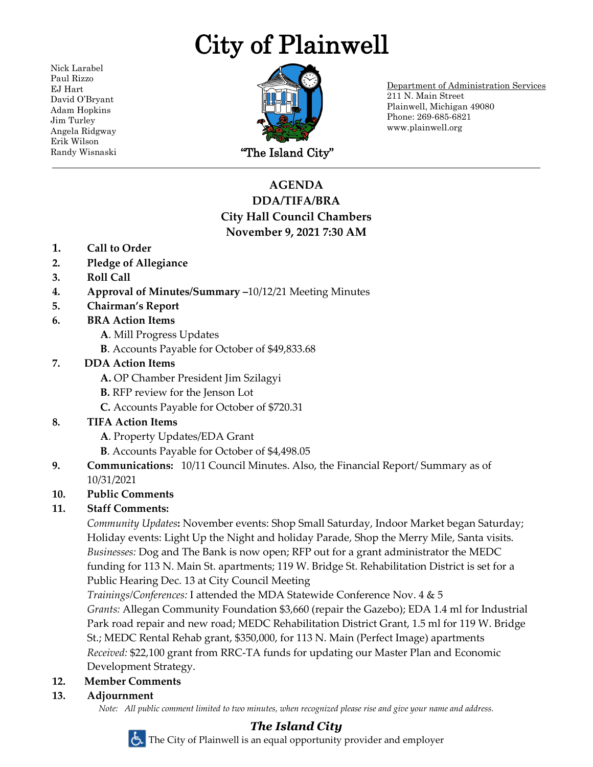# City of Plainwell

Nick Larabel
Paul Rizzo
EJ Hart
David O'Bryant
Adam Hopkins
Jim Turley
Angela Ridgway
Erik Wilson
Randy Wisnaski

"The Island City"

Department of Administration Services
211 N. Main Street
Plainwell, Michigan 49080
Phone: 269-685-6821
www.plainwell.org

---

## AGENDA
## DDA/TIFA/BRA
## City Hall Council Chambers
## November 9, 2021 7:30 AM

1. **Call to Order**
2. **Pledge of Allegiance**
3. **Roll Call**
4. **Approval of Minutes/Summary** –10/12/21 Meeting Minutes
5. **Chairman's Report**
6. **BRA Action Items**
   - **A**. Mill Progress Updates
   - **B**. Accounts Payable for October of $49,833.68
7. **DDA Action Items**
   - **A.** OP Chamber President Jim Szilagyi
   - **B.** RFP review for the Jenson Lot
   - **C.** Accounts Payable for October of $720.31
8. **TIFA Action Items**
   - **A**. Property Updates/EDA Grant
   - **B**. Accounts Payable for October of $4,498.05
9. **Communications:** 10/11 Council Minutes. Also, the Financial Report/ Summary as of 10/31/2021
10. **Public Comments**
11. **Staff Comments:**

    *Community Updates***:** November events: Shop Small Saturday, Indoor Market began Saturday; Holiday events: Light Up the Night and holiday Parade, Shop the Merry Mile, Santa visits.
    *Businesses:* Dog and The Bank is now open; RFP out for a grant administrator the MEDC funding for 113 N. Main St. apartments; 119 W. Bridge St. Rehabilitation District is set for a Public Hearing Dec. 13 at City Council Meeting
    *Trainings/Conferences:* I attended the MDA Statewide Conference Nov. 4 & 5
    *Grants:* Allegan Community Foundation $3,660 (repair the Gazebo); EDA 1.4 ml for Industrial Park road repair and new road; MEDC Rehabilitation District Grant, 1.5 ml for 119 W. Bridge St.; MEDC Rental Rehab grant, $350,000, for 113 N. Main (Perfect Image) apartments
    *Received:* $22,100 grant from RRC-TA funds for updating our Master Plan and Economic Development Strategy.
12. **Member Comments**
13. **Adjournment**

*Note: All public comment limited to two minutes, when recognized please rise and give your name and address.*

***The Island City***

The City of Plainwell is an equal opportunity provider and employer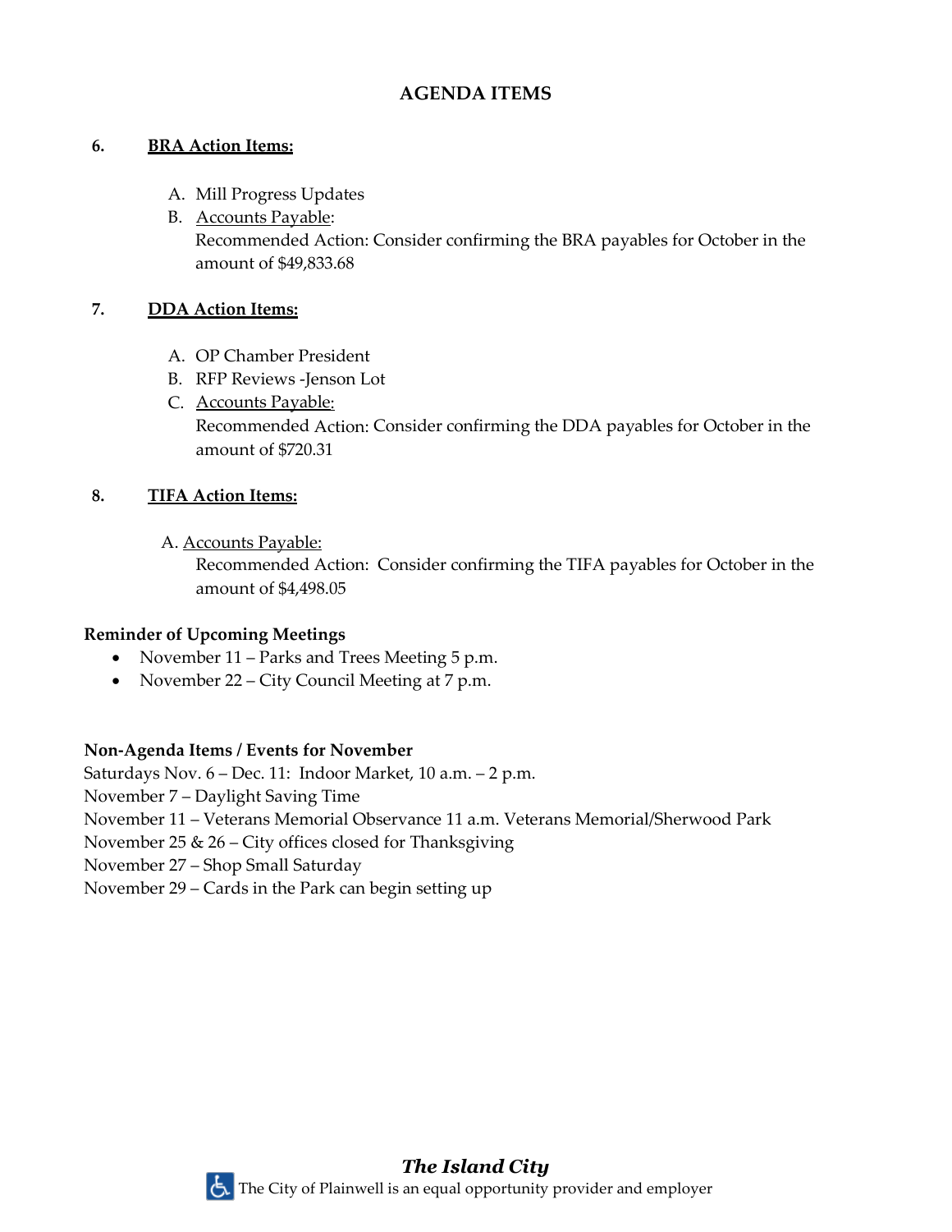# AGENDA ITEMS

**6. BRA Action Items:**

A. Mill Progress Updates
B. Accounts Payable:
   Recommended Action: Consider confirming the BRA payables for October in the amount of $49,833.68

**7. DDA Action Items:**

A. OP Chamber President
B. RFP Reviews -Jenson Lot
C. Accounts Payable:
   Recommended Action: Consider confirming the DDA payables for October in the amount of $720.31

**8. TIFA Action Items:**

A. Accounts Payable:
   Recommended Action: Consider confirming the TIFA payables for October in the amount of $4,498.05

**Reminder of Upcoming Meetings**

- November 11 – Parks and Trees Meeting 5 p.m.
- November 22 – City Council Meeting at 7 p.m.

**Non-Agenda Items / Events for November**

Saturdays Nov. 6 – Dec. 11: Indoor Market, 10 a.m. – 2 p.m.
November 7 – Daylight Saving Time
November 11 – Veterans Memorial Observance 11 a.m. Veterans Memorial/Sherwood Park
November 25 & 26 – City offices closed for Thanksgiving
November 27 – Shop Small Saturday
November 29 – Cards in the Park can begin setting up

***The Island City***
The City of Plainwell is an equal opportunity provider and employer